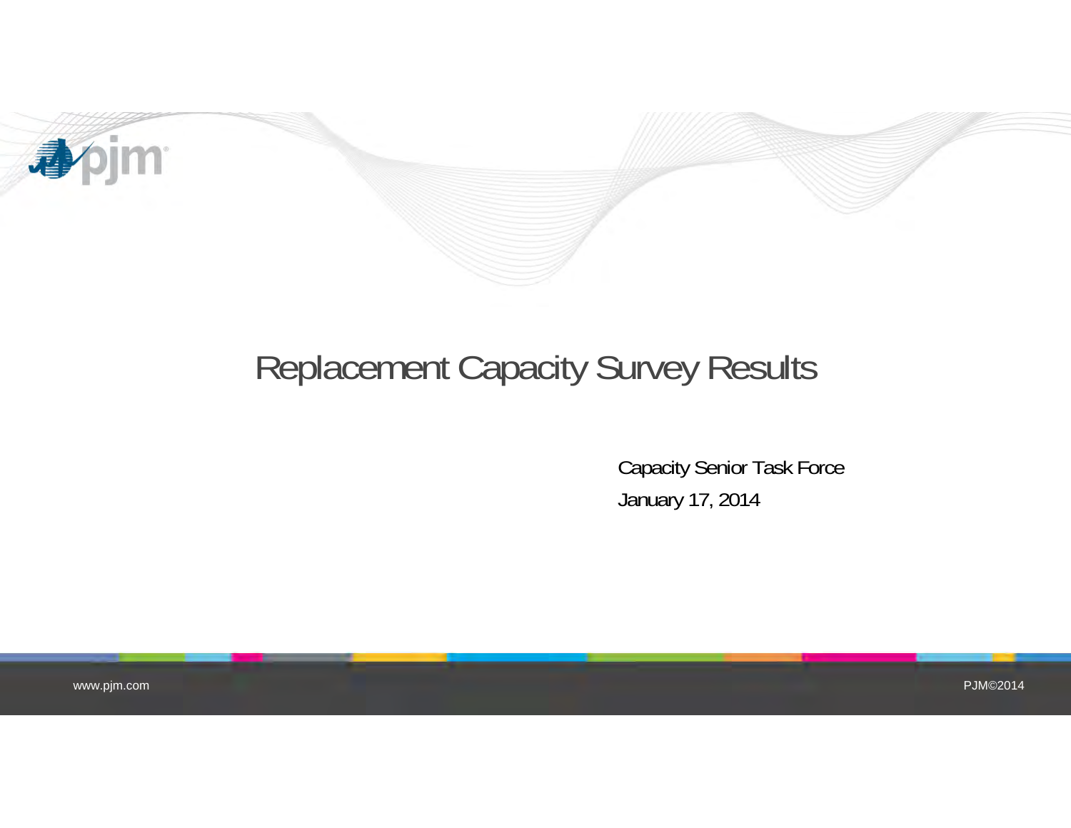# Replacement Capacity Survey Results

Capacity Senior Task Force

January 17, 2014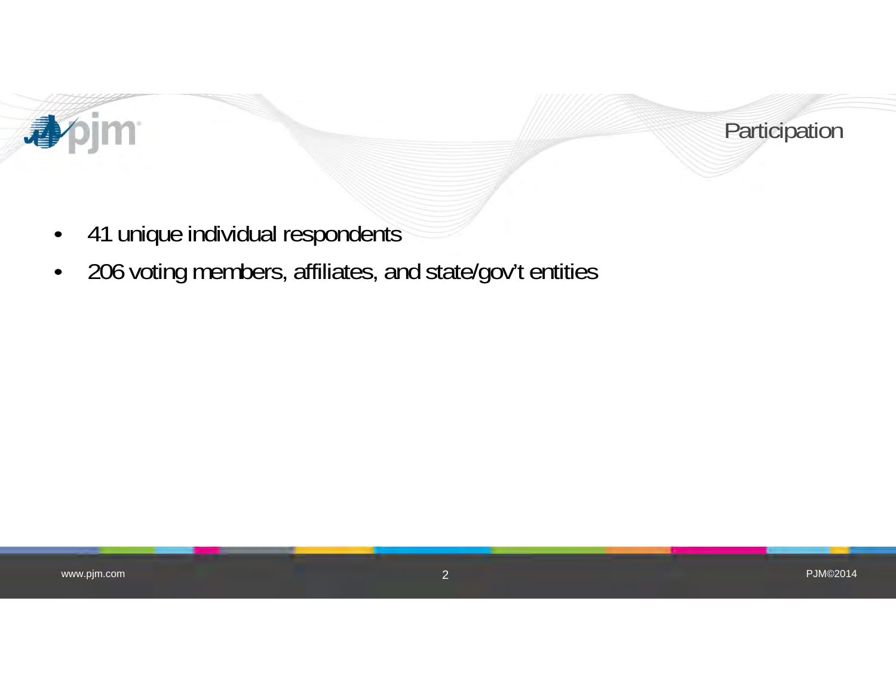# Participation

- 41 unique individual respondents
- 206 voting members, affiliates, and state/gov't entities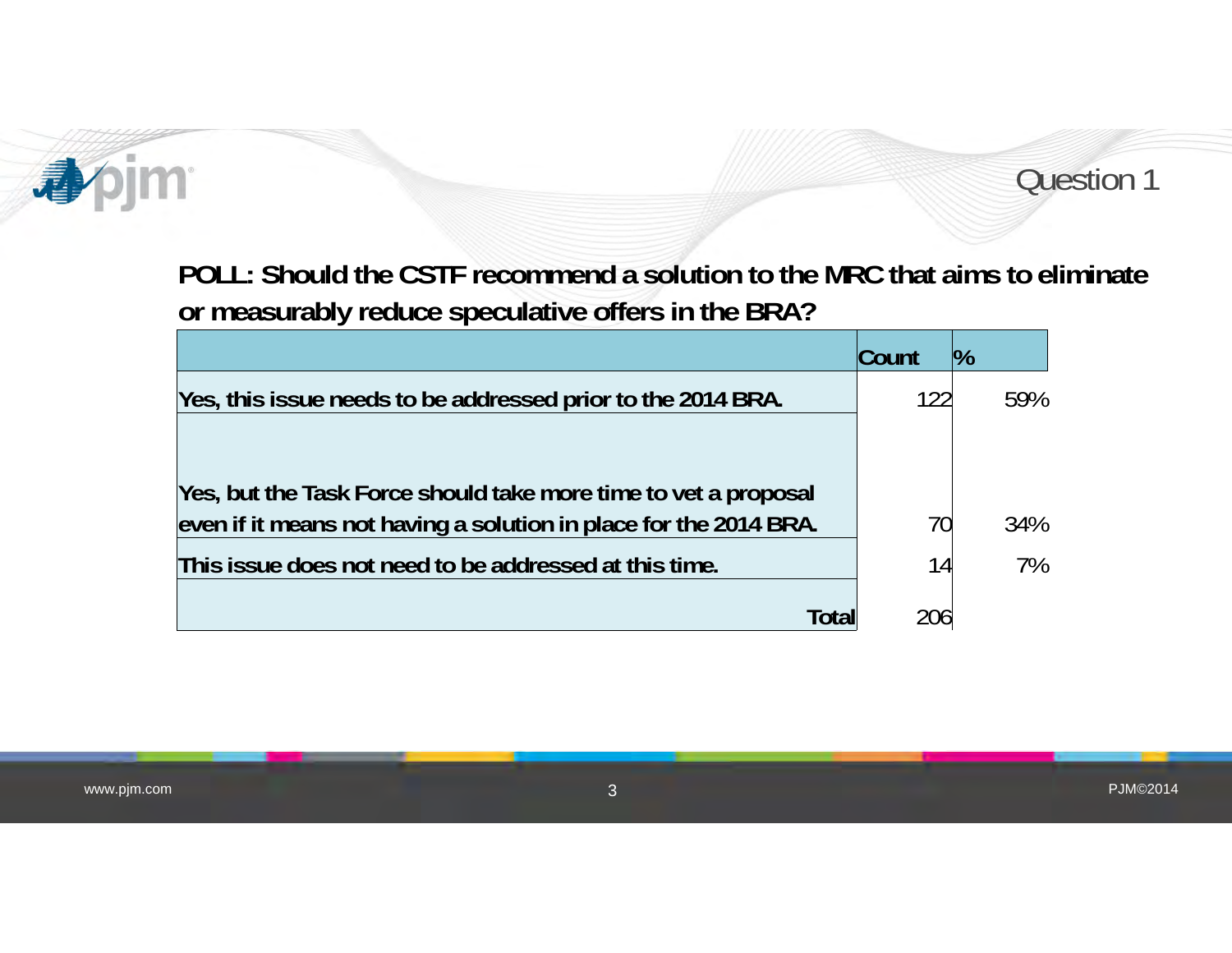## Question 1

**POLL: Should the CSTF recommend a solution to the MRC that aims to eliminate or measurably reduce speculative offers in the BRA?**

| | Count | % |
|---|---|---|
| **Yes, this issue needs to be addressed prior to the 2014 BRA.** | 122 | 59% |
| **Yes, but the Task Force should take more time to vet a proposal even if it means not having a solution in place for the 2014 BRA.** | 70 | 34% |
| **This issue does not need to be addressed at this time.** | 14 | 7% |
| **Total** | 206 | |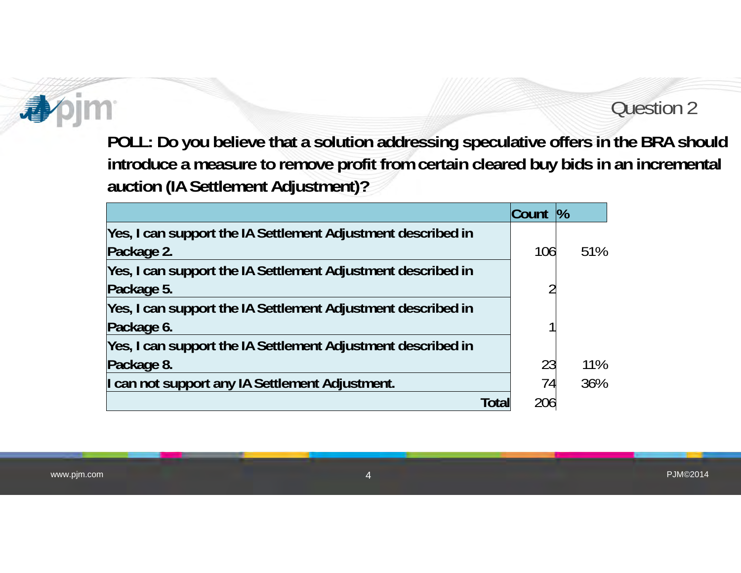## Question 2

**POLL: Do you believe that a solution addressing speculative offers in the BRA should introduce a measure to remove profit from certain cleared buy bids in an incremental auction (IA Settlement Adjustment)?**

| | Count | % |
|---|---|---|
| **Yes, I can support the IA Settlement Adjustment described in Package 2.** | 106 | 51% |
| **Yes, I can support the IA Settlement Adjustment described in Package 5.** | 2 | |
| **Yes, I can support the IA Settlement Adjustment described in Package 6.** | 1 | |
| **Yes, I can support the IA Settlement Adjustment described in Package 8.** | 23 | 11% |
| **I can not support any IA Settlement Adjustment.** | 74 | 36% |
| **Total** | 206 | |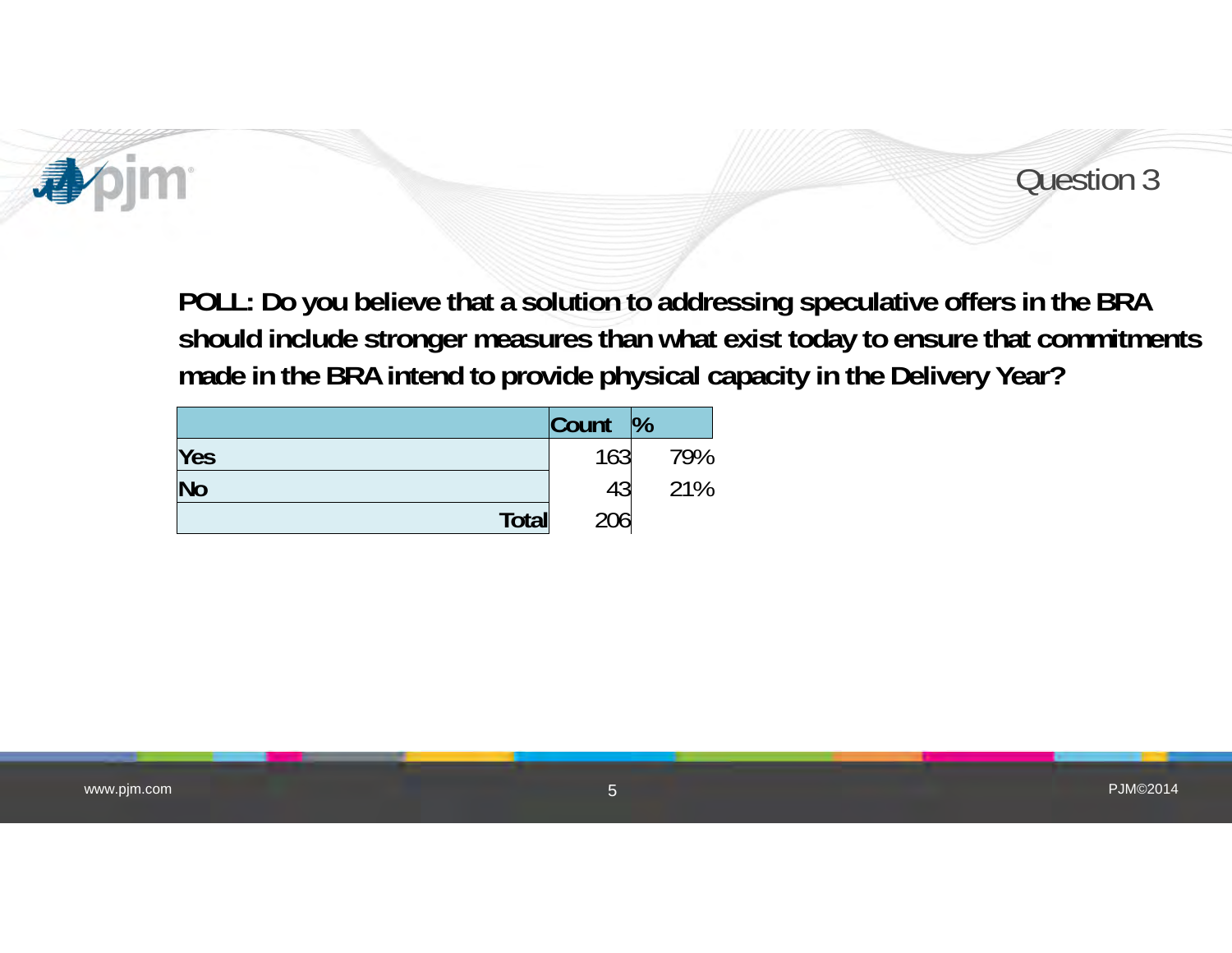## Question 3

**POLL: Do you believe that a solution to addressing speculative offers in the BRA should include stronger measures than what exist today to ensure that commitments made in the BRA intend to provide physical capacity in the Delivery Year?**

| | Count | % |
|---|---|---|
| **Yes** | 163 | 79% |
| **No** | 43 | 21% |
| **Total** | 206 | |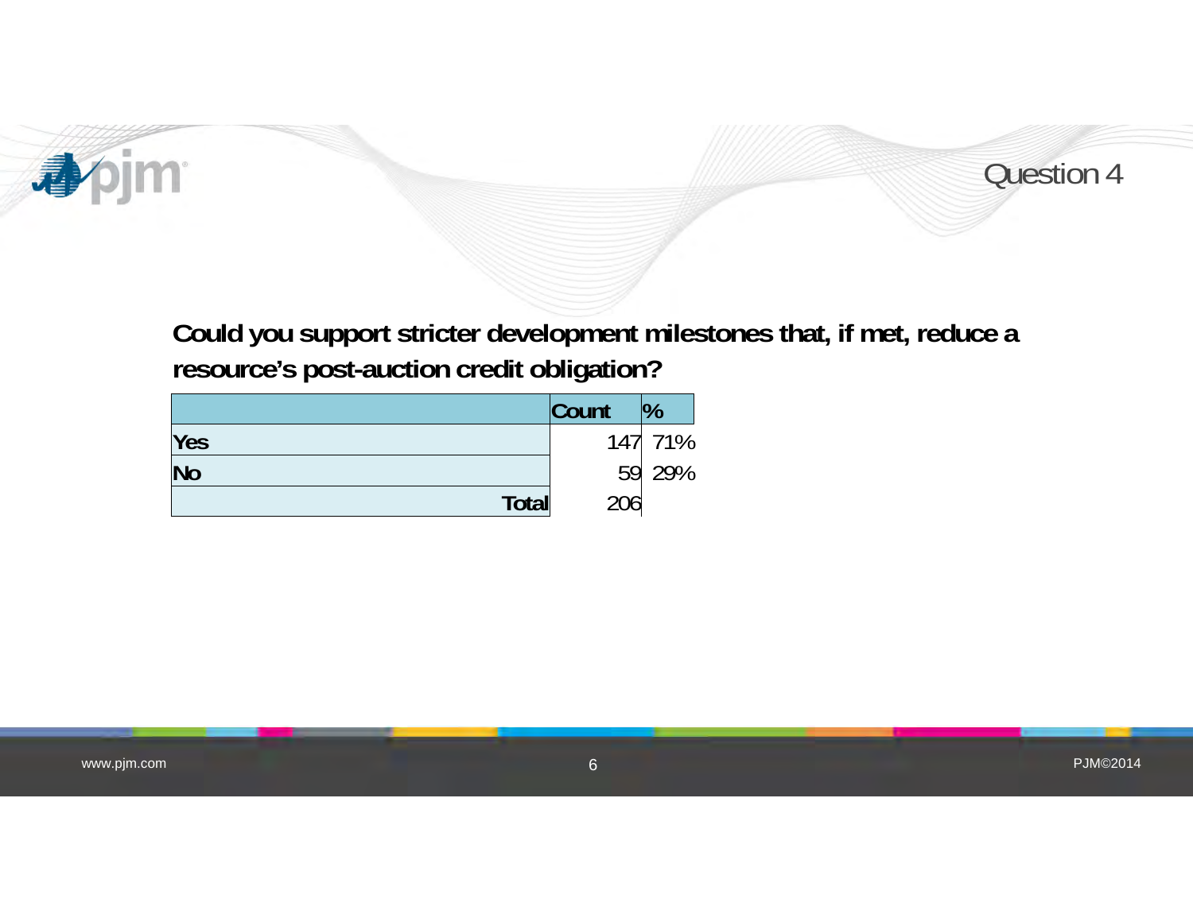# Question 4

**Could you support stricter development milestones that, if met, reduce a resource's post-auction credit obligation?**

| | Count | % |
|---|---|---|
| **Yes** | 147 | 71% |
| **No** | 59 | 29% |
| **Total** | 206 | |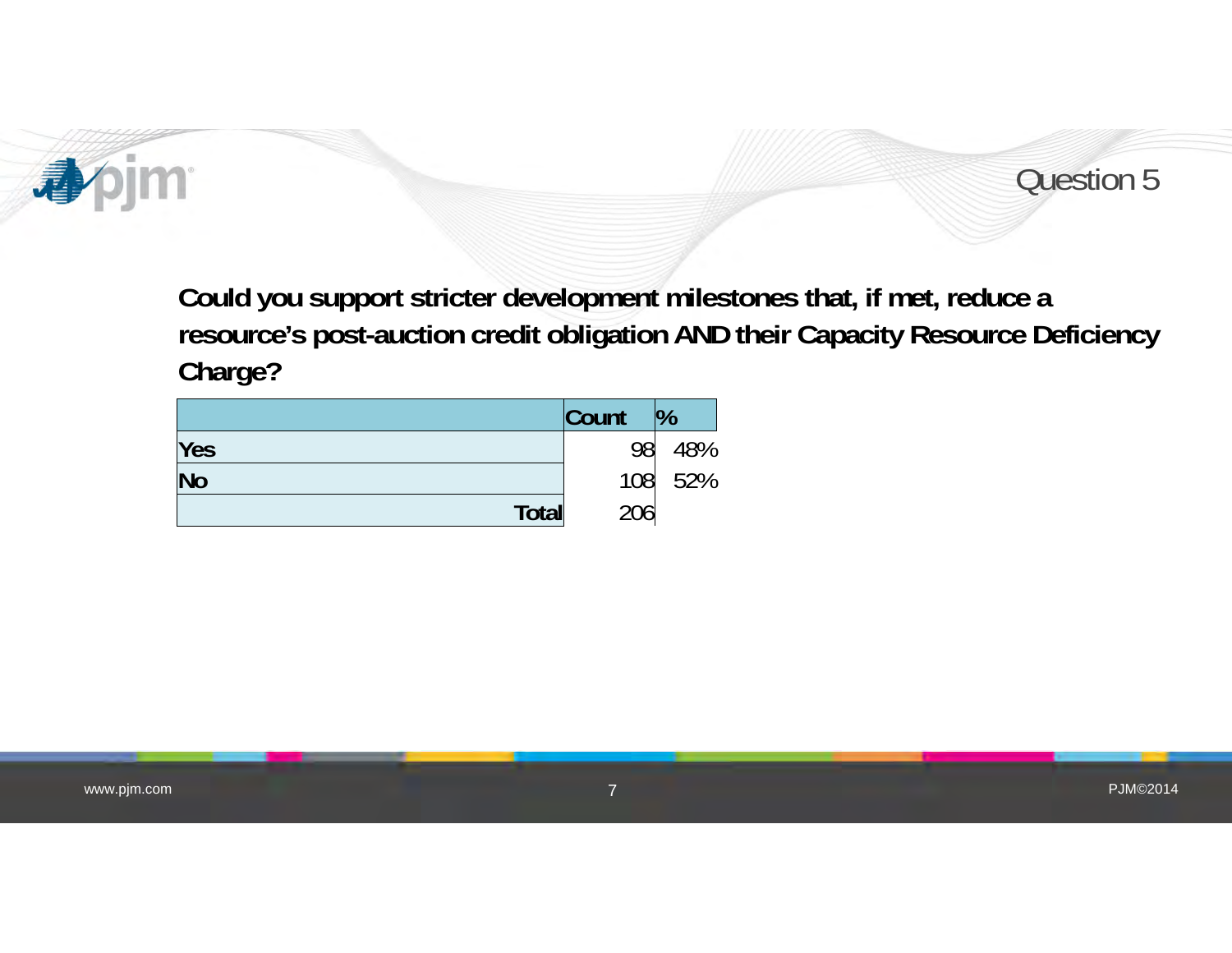## Question 5

**Could you support stricter development milestones that, if met, reduce a resource's post-auction credit obligation AND their Capacity Resource Deficiency Charge?**

| | Count | % |
|---|---|---|
| **Yes** | 98 | 48% |
| **No** | 108 | 52% |
| **Total** | 206 | |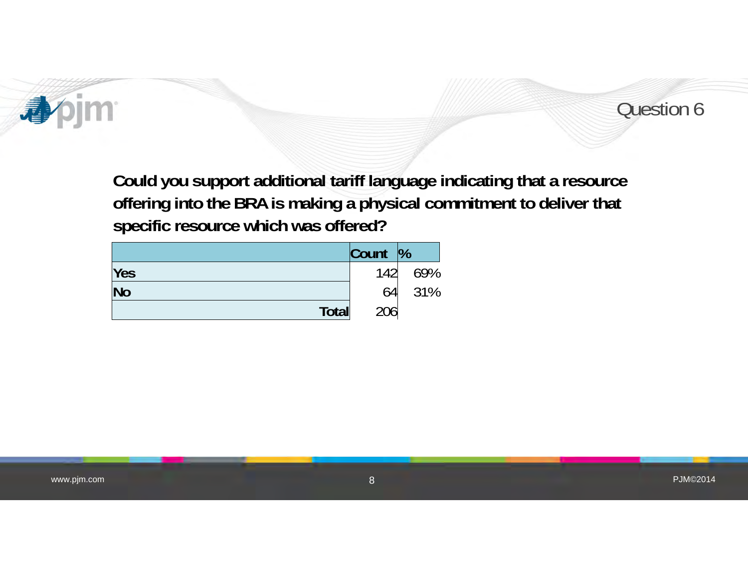# Question 6

**Could you support additional tariff language indicating that a resource offering into the BRA is making a physical commitment to deliver that specific resource which was offered?**

| | Count | % |
|---|---|---|
| **Yes** | 142 | 69% |
| **No** | 64 | 31% |
| **Total** | 206 | |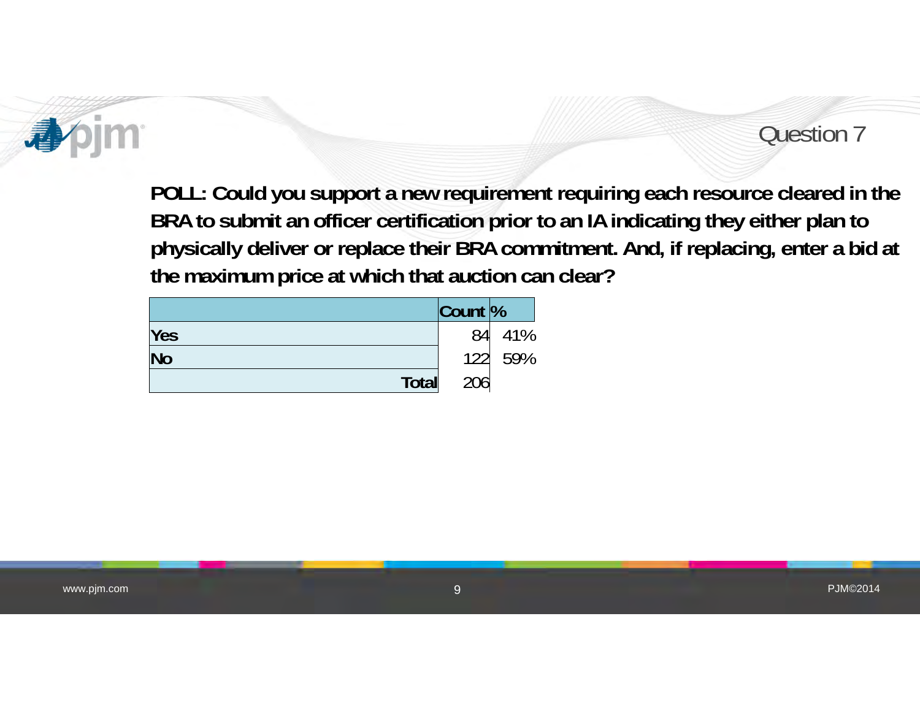## Question 7

**POLL: Could you support a new requirement requiring each resource cleared in the BRA to submit an officer certification prior to an IA indicating they either plan to physically deliver or replace their BRA commitment. And, if replacing, enter a bid at the maximum price at which that auction can clear?**

| | Count | % |
|---|---|---|
| **Yes** | 84 | 41% |
| **No** | 122 | 59% |
| **Total** | 206 | |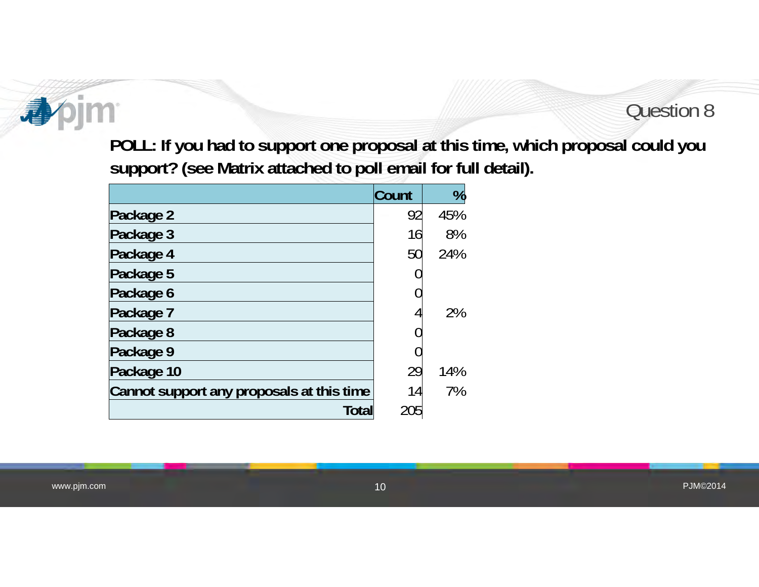## Question 8

**POLL: If you had to support one proposal at this time, which proposal could you support? (see Matrix attached to poll email for full detail).**

| | Count | % |
|---|---|---|
| **Package 2** | 92 | 45% |
| **Package 3** | 16 | 8% |
| **Package 4** | 50 | 24% |
| **Package 5** | 0 | |
| **Package 6** | 0 | |
| **Package 7** | 4 | 2% |
| **Package 8** | 0 | |
| **Package 9** | 0 | |
| **Package 10** | 29 | 14% |
| **Cannot support any proposals at this time** | 14 | 7% |
| **Total** | 205 | |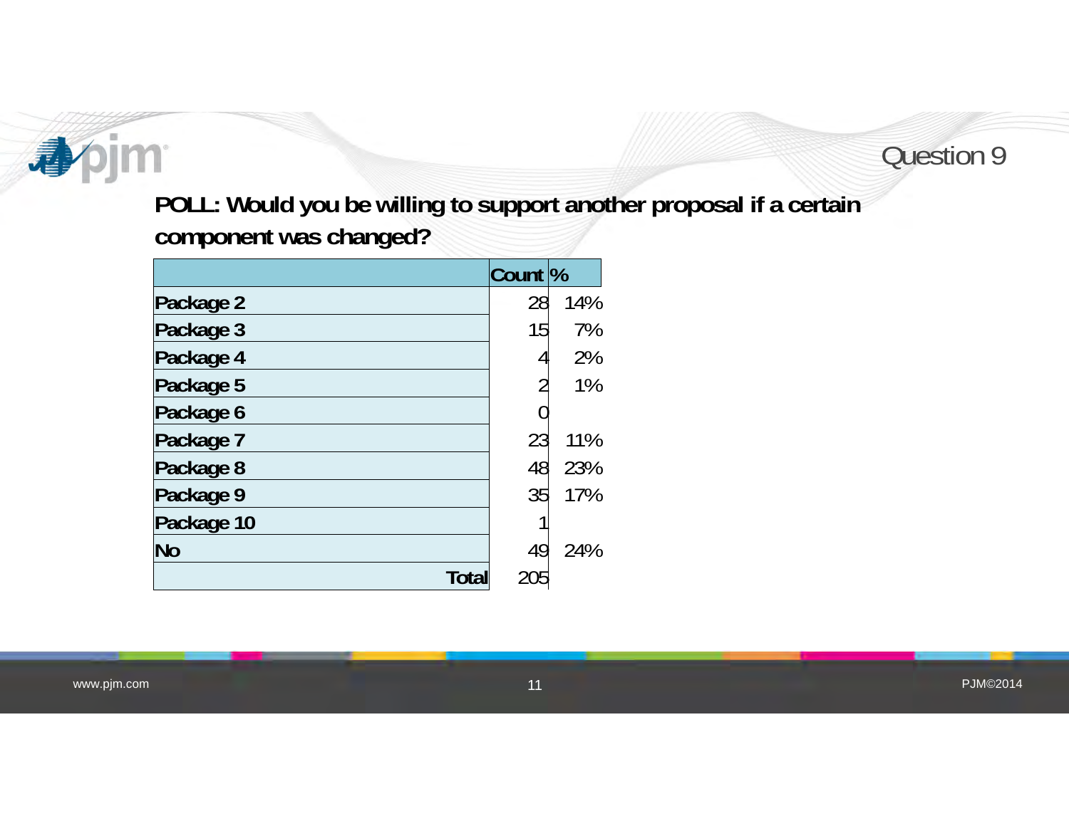## Question 9

**POLL: Would you be willing to support another proposal if a certain component was changed?**

| | Count | % |
|---|---|---|
| **Package 2** | 28 | 14% |
| **Package 3** | 15 | 7% |
| **Package 4** | 4 | 2% |
| **Package 5** | 2 | 1% |
| **Package 6** | 0 | |
| **Package 7** | 23 | 11% |
| **Package 8** | 48 | 23% |
| **Package 9** | 35 | 17% |
| **Package 10** | 1 | |
| **No** | 49 | 24% |
| **Total** | 205 | |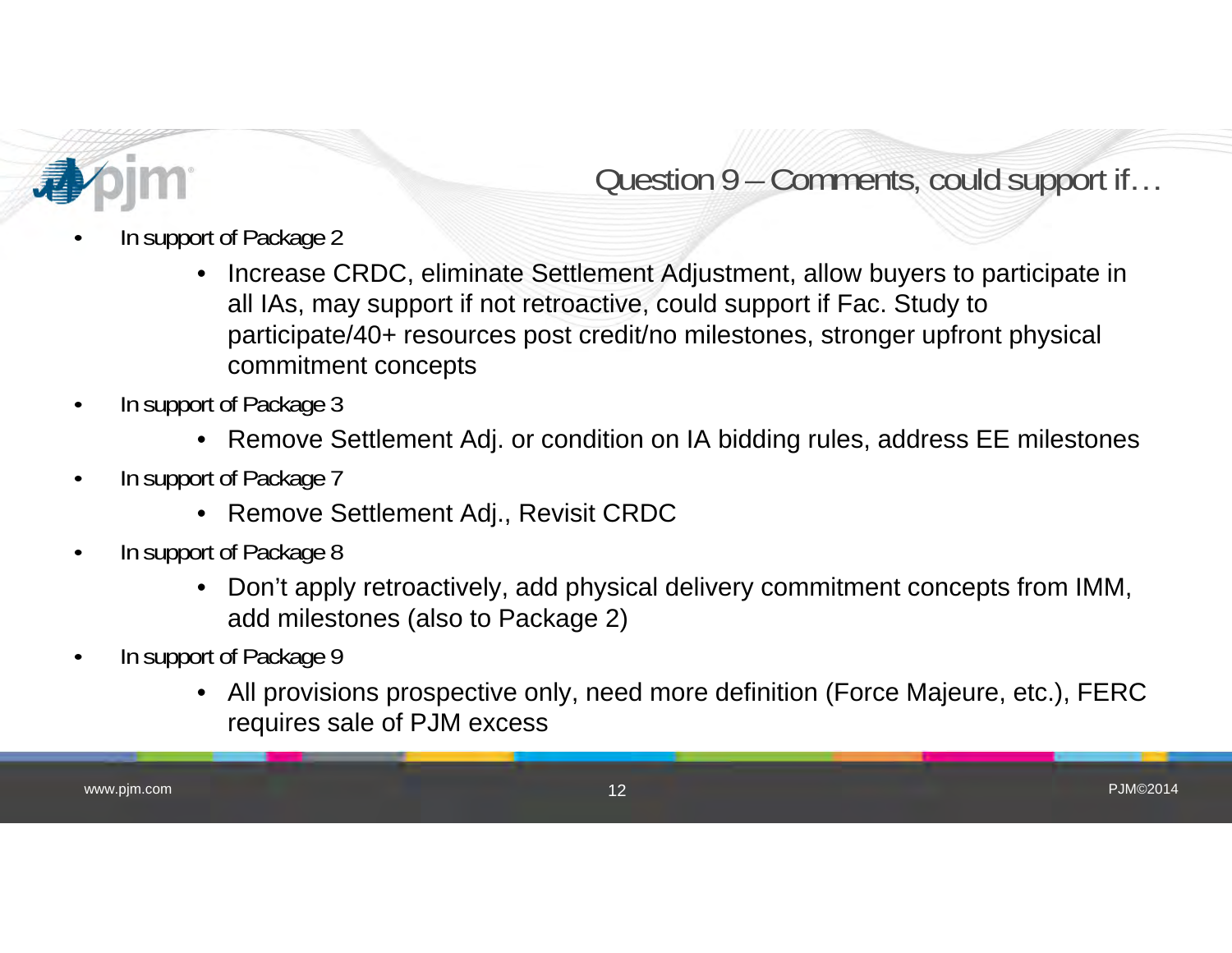## Question 9 – Comments, could support if…

- In support of Package 2
  - Increase CRDC, eliminate Settlement Adjustment, allow buyers to participate in all IAs, may support if not retroactive, could support if Fac. Study to participate/40+ resources post credit/no milestones, stronger upfront physical commitment concepts
- In support of Package 3
  - Remove Settlement Adj. or condition on IA bidding rules, address EE milestones
- In support of Package 7
  - Remove Settlement Adj., Revisit CRDC
- In support of Package 8
  - Don't apply retroactively, add physical delivery commitment concepts from IMM, add milestones (also to Package 2)
- In support of Package 9
  - All provisions prospective only, need more definition (Force Majeure, etc.), FERC requires sale of PJM excess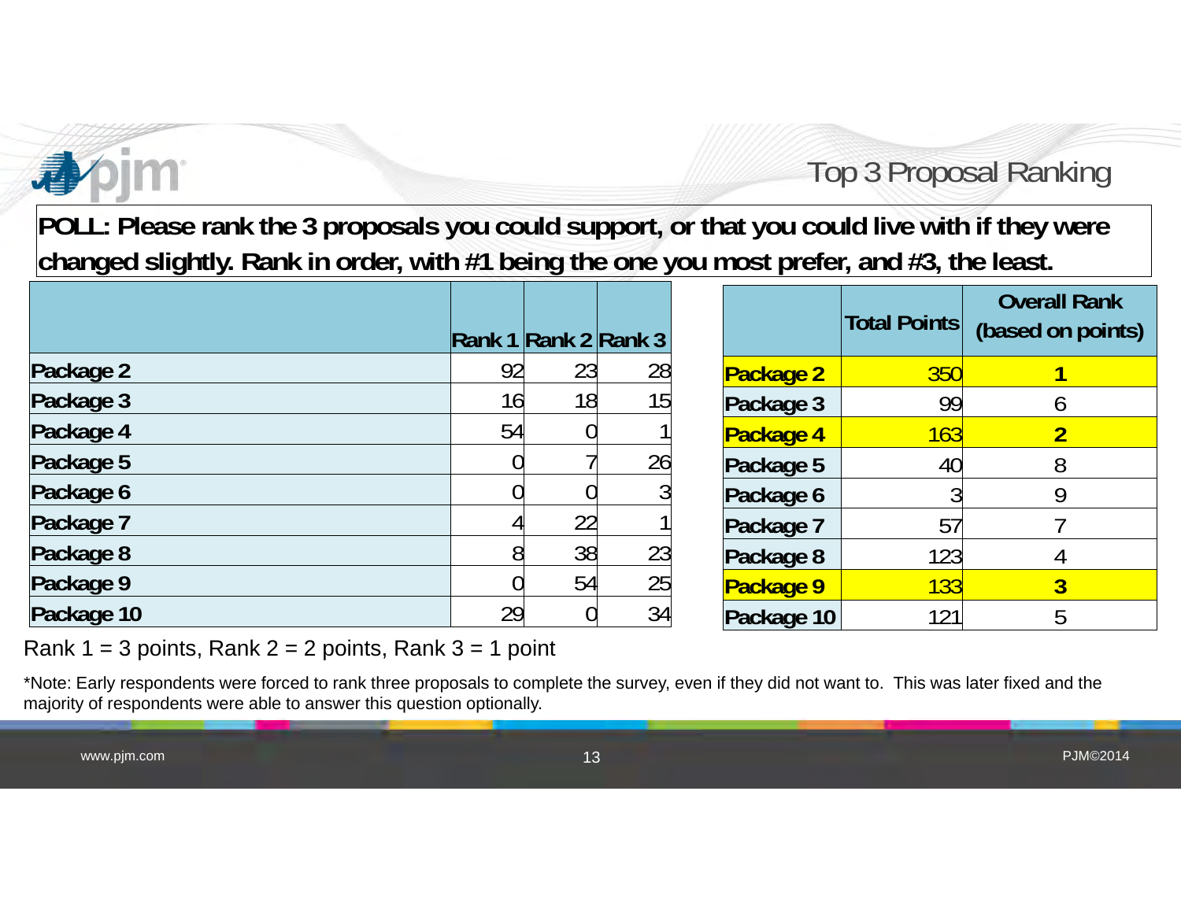## Top 3 Proposal Ranking

**POLL: Please rank the 3 proposals you could support, or that you could live with if they were changed slightly. Rank in order, with #1 being the one you most prefer, and #3, the least.**

| | Rank 1 | Rank 2 | Rank 3 |
|---|---|---|---|
| **Package 2** | 92 | 23 | 28 |
| **Package 3** | 16 | 18 | 15 |
| **Package 4** | 54 | 0 | 1 |
| **Package 5** | 0 | 7 | 26 |
| **Package 6** | 0 | 0 | 3 |
| **Package 7** | 4 | 22 | 1 |
| **Package 8** | 8 | 38 | 23 |
| **Package 9** | 0 | 54 | 25 |
| **Package 10** | 29 | 0 | 34 |

| | Total Points | Overall Rank (based on points) |
|---|---|---|
| **Package 2** | 350 | **1** |
| **Package 3** | 99 | 6 |
| **Package 4** | 163 | **2** |
| **Package 5** | 40 | 8 |
| **Package 6** | 3 | 9 |
| **Package 7** | 57 | 7 |
| **Package 8** | 123 | 4 |
| **Package 9** | 133 | **3** |
| **Package 10** | 121 | 5 |

Rank 1 = 3 points, Rank 2 = 2 points, Rank 3 = 1 point

*Note: Early respondents were forced to rank three proposals to complete the survey, even if they did not want to. This was later fixed and the majority of respondents were able to answer this question optionally.